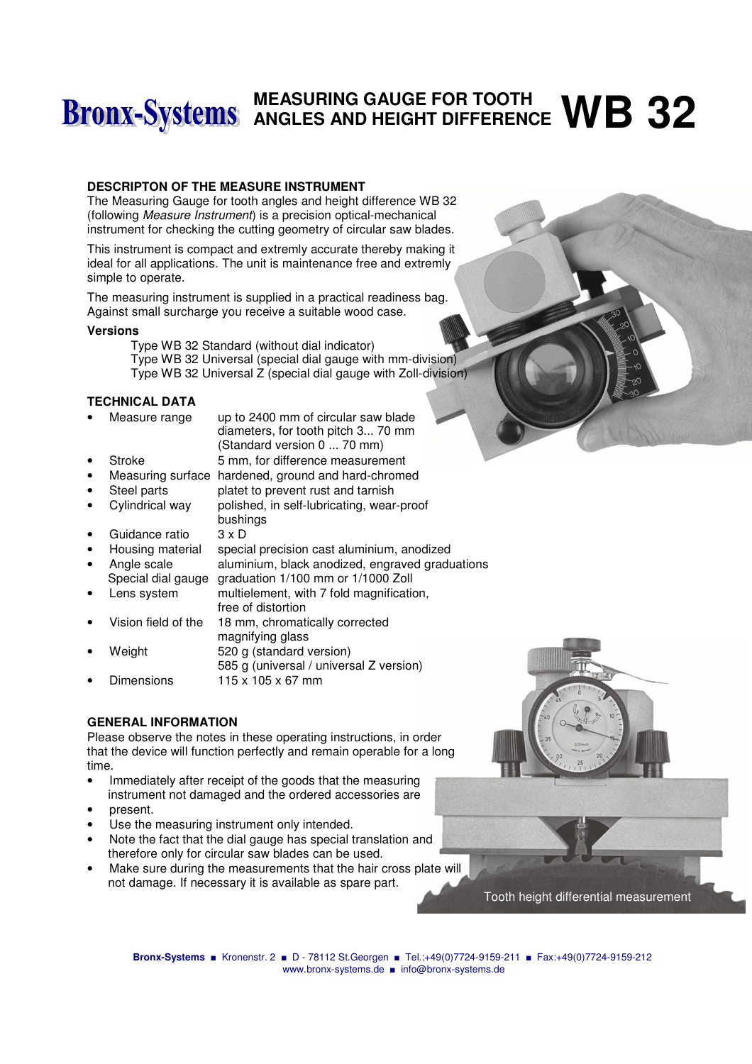# Bronx-Systems MEASURING GAUGE FOR TOOTH ANGLES AND HEIGHT DIFFERENCE WB 32

## DESCRIPTON OF THE MEASURE INSTRUMENT

The Measuring Gauge for tooth angles and height difference WB 32 (following *Measure Instrument*) is a precision optical-mechanical instrument for checking the cutting geometry of circular saw blades.

This instrument is compact and extremly accurate thereby making it ideal for all applications. The unit is maintenance free and extremly simple to operate.

The measuring instrument is supplied in a practical readiness bag. Against small surcharge you receive a suitable wood case.

### Versions

Type WB 32 Standard (without dial indicator)
Type WB 32 Universal (special dial gauge with mm-division)
Type WB 32 Universal Z (special dial gauge with Zoll-division)

## TECHNICAL DATA

- Measure range — up to 2400 mm of circular saw blade diameters, for tooth pitch 3... 70 mm (Standard version 0 ... 70 mm)
- Stroke — 5 mm, for difference measurement
- Measuring surface — hardened, ground and hard-chromed
- Steel parts — platet to prevent rust and tarnish
- Cylindrical way — polished, in self-lubricating, wear-proof bushings
- Guidance ratio — 3 x D
- Housing material — special precision cast aluminium, anodized
- Angle scale — aluminium, black anodized, engraved graduations
  Special dial gauge — graduation 1/100 mm or 1/1000 Zoll
- Lens system — multielement, with 7 fold magnification, free of distortion
- Vision field of the — 18 mm, chromatically corrected magnifying glass
- Weight — 520 g (standard version)
  585 g (universal / universal Z version)
- Dimensions — 115 x 105 x 67 mm

## GENERAL INFORMATION

Please observe the notes in these operating instructions, in order that the device will function perfectly and remain operable for a long time.

- Immediately after receipt of the goods that the measuring instrument not damaged and the ordered accessories are
- present.
- Use the measuring instrument only intended.
- Note the fact that the dial gauge has special translation and therefore only for circular saw blades can be used.
- Make sure during the measurements that the hair cross plate will not damage. If necessary it is available as spare part.

Tooth height differential measurement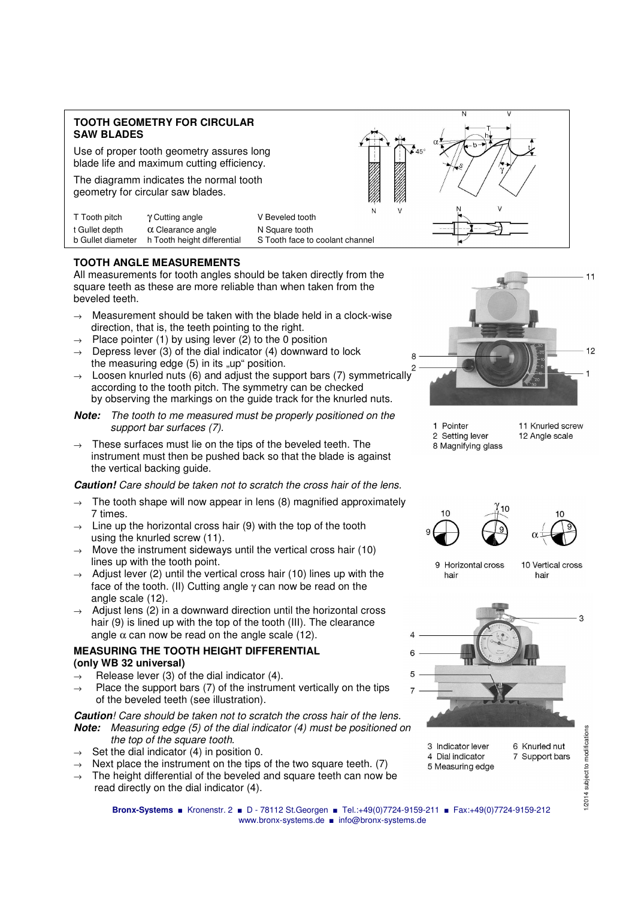## TOOTH GEOMETRY FOR CIRCULAR SAW BLADES

Use of proper tooth geometry assures long blade life and maximum cutting efficiency.

The diagramm indicates the normal tooth geometry for circular saw blades.

| | | |
|---|---|---|
| T Tooth pitch | $\gamma$ Cutting angle | V Beveled tooth |
| t Gullet depth | $\alpha$ Clearance angle | N Square tooth |
| b Gullet diameter | h Tooth height differential | S Tooth face to coolant channel |

## TOOTH ANGLE MEASUREMENTS

All measurements for tooth angles should be taken directly from the square teeth as these are more reliable than when taken from the beveled teeth.

- → Measurement should be taken with the blade held in a clock-wise direction, that is, the teeth pointing to the right.
- → Place pointer (1) by using lever (2) to the 0 position
- → Depress lever (3) of the dial indicator (4) downward to lock the measuring edge (5) in its „up" position.
- → Loosen knurled nuts (6) and adjust the support bars (7) symmetrically according to the tooth pitch. The symmetry can be checked by observing the markings on the guide track for the knurled nuts.

**Note:** *The tooth to me measured must be properly positioned on the support bar surfaces (7).*

- → These surfaces must lie on the tips of the beveled teeth. The instrument must then be pushed back so that the blade is against the vertical backing guide.

***Caution!*** *Care should be taken not to scratch the cross hair of the lens.*

- → The tooth shape will now appear in lens (8) magnified approximately 7 times.
- → Line up the horizontal cross hair (9) with the top of the tooth using the knurled screw (11).
- → Move the instrument sideways until the vertical cross hair (10) lines up with the tooth point.
- → Adjust lever (2) until the vertical cross hair (10) lines up with the face of the tooth. (II) Cutting angle $\gamma$ can now be read on the angle scale (12).
- → Adjust lens (2) in a downward direction until the horizontal cross hair (9) is lined up with the top of the tooth (III). The clearance angle $\alpha$ can now be read on the angle scale (12).

1 Pointer
2 Setting lever
8 Magnifying glass
11 Knurled screw
12 Angle scale

9 Horizontal cross hair
10 Vertical cross hair

## MEASURING THE TOOTH HEIGHT DIFFERENTIAL (only WB 32 universal)

- → Release lever (3) of the dial indicator (4).
- → Place the support bars (7) of the instrument vertically on the tips of the beveled teeth (see illustration).

***Caution****! Care should be taken not to scratch the cross hair of the lens.*

**Note:** *Measuring edge (5) of the dial indicator (4) must be positioned on the top of the square tooth.*

- → Set the dial indicator (4) in position 0.
- → Next place the instrument on the tips of the two square teeth. (7)
- → The height differential of the beveled and square teeth can now be read directly on the dial indicator (4).

3 Indicator lever
4 Dial indicator
5 Measuring edge
6 Knurled nut
7 Support bars

1/2014 subject to modifications

**Bronx-Systems** ■ Kronenstr. 2 ■ D - 78112 St.Georgen ■ Tel.:+49(0)7724-9159-211 ■ Fax:+49(0)7724-9159-212
www.bronx-systems.de ■ info@bronx-systems.de